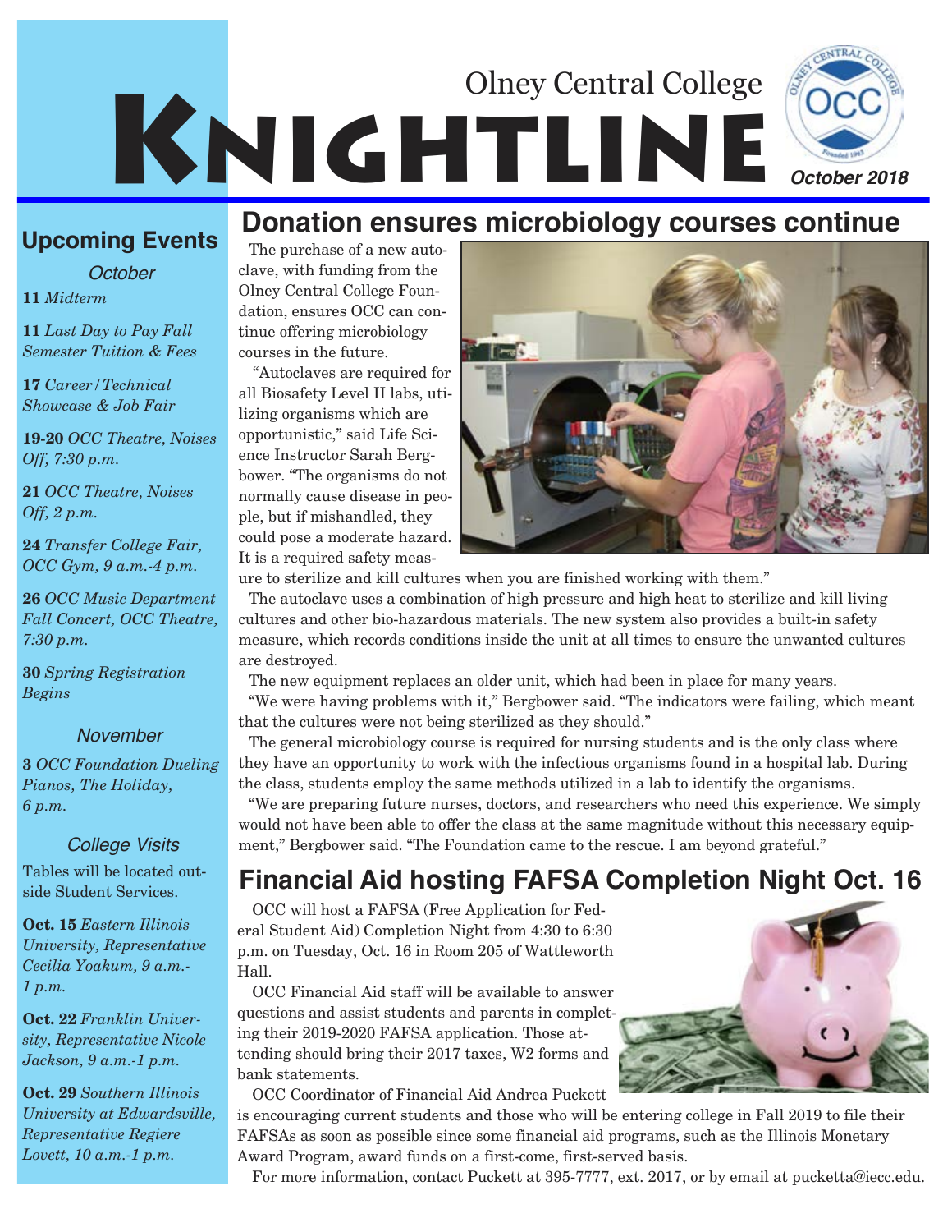# Olney Central College KNIGHTLINE

*October 2018*

## Upcoming Events

### October

**11** *Midterm*

**11** *Last Day to Pay Fall Semester Tuition & Fees*

**17** *Career/Technical Showcase & Job Fair*

**19-20** *OCC Theatre, Noises Off, 7:30 p.m.*

**21** *OCC Theatre, Noises Off, 2 p.m.*

**24** *Transfer College Fair, OCC Gym, 9 a.m.-4 p.m.*

**26** *OCC Music Department Fall Concert, OCC Theatre, 7:30 p.m.*

**30** *Spring Registration Begins*

### November

**3** *OCC Foundation Dueling Pianos, The Holiday, 6 p.m.*

### College Visits

Tables will be located outside Student Services.

**Oct. 15** *Eastern Illinois University, Representative Cecilia Yoakum, 9 a.m.-1 p.m.*

**Oct. 22** *Franklin University, Representative Nicole Jackson, 9 a.m.-1 p.m.*

**Oct. 29** *Southern Illinois University at Edwardsville, Representative Regiere Lovett, 10 a.m.-1 p.m.*

## Donation ensures microbiology courses continue

The purchase of a new autoclave, with funding from the Olney Central College Foundation, ensures OCC can continue offering microbiology courses in the future.

"Autoclaves are required for all Biosafety Level II labs, utilizing organisms which are opportunistic," said Life Science Instructor Sarah Bergbower. "The organisms do not normally cause disease in people, but if mishandled, they could pose a moderate hazard. It is a required safety measure to sterilize and kill cultures when you are finished working with them."

The autoclave uses a combination of high pressure and high heat to sterilize and kill living cultures and other bio-hazardous materials. The new system also provides a built-in safety measure, which records conditions inside the unit at all times to ensure the unwanted cultures are destroyed.

The new equipment replaces an older unit, which had been in place for many years.

"We were having problems with it," Bergbower said. "The indicators were failing, which meant that the cultures were not being sterilized as they should."

The general microbiology course is required for nursing students and is the only class where they have an opportunity to work with the infectious organisms found in a hospital lab. During the class, students employ the same methods utilized in a lab to identify the organisms.

"We are preparing future nurses, doctors, and researchers who need this experience. We simply would not have been able to offer the class at the same magnitude without this necessary equipment," Bergbower said. "The Foundation came to the rescue. I am beyond grateful."

## Financial Aid hosting FAFSA Completion Night Oct. 16

OCC will host a FAFSA (Free Application for Federal Student Aid) Completion Night from 4:30 to 6:30 p.m. on Tuesday, Oct. 16 in Room 205 of Wattleworth Hall.

OCC Financial Aid staff will be available to answer questions and assist students and parents in completing their 2019-2020 FAFSA application. Those attending should bring their 2017 taxes, W2 forms and bank statements.

OCC Coordinator of Financial Aid Andrea Puckett is encouraging current students and those who will be entering college in Fall 2019 to file their FAFSAs as soon as possible since some financial aid programs, such as the Illinois Monetary Award Program, award funds on a first-come, first-served basis.

For more information, contact Puckett at 395-7777, ext. 2017, or by email at pucketta@iecc.edu.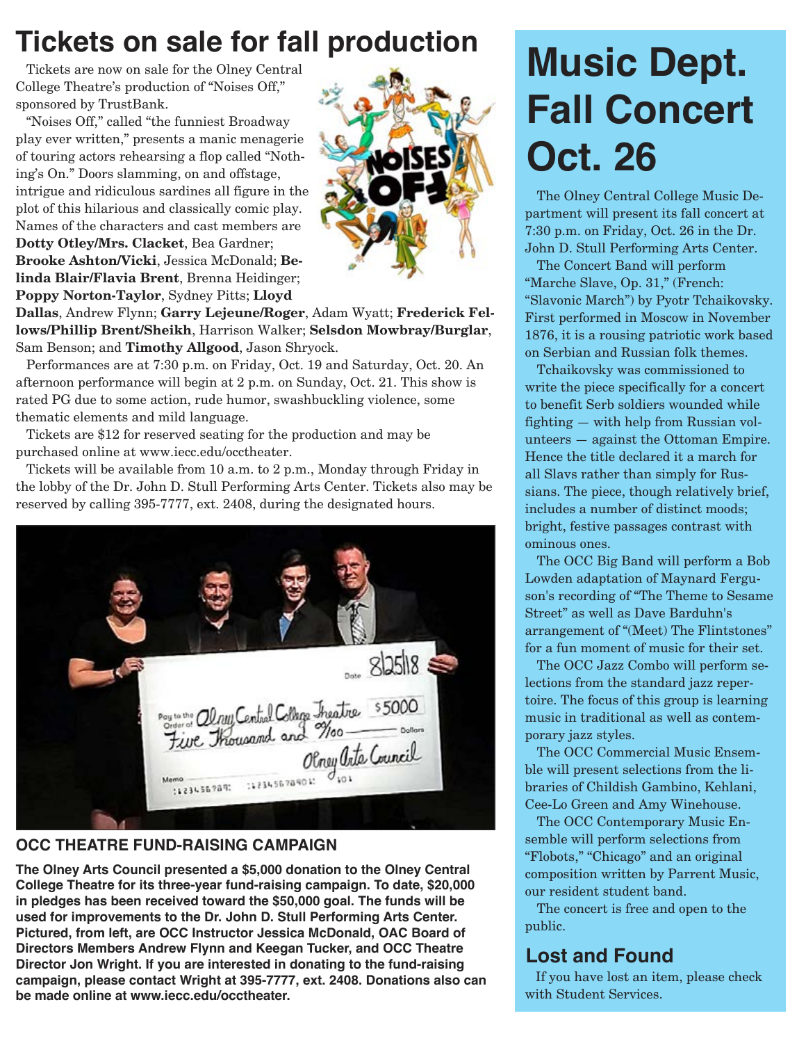# Tickets on sale for fall production

Tickets are now on sale for the Olney Central College Theatre's production of "Noises Off," sponsored by TrustBank.

"Noises Off," called "the funniest Broadway play ever written," presents a manic menagerie of touring actors rehearsing a flop called "Nothing's On." Doors slamming, on and offstage, intrigue and ridiculous sardines all figure in the plot of this hilarious and classically comic play. Names of the characters and cast members are **Dotty Otley/Mrs. Clacket**, Bea Gardner; **Brooke Ashton/Vicki**, Jessica McDonald; **Belinda Blair/Flavia Brent**, Brenna Heidinger; **Poppy Norton-Taylor**, Sydney Pitts; **Lloyd Dallas**, Andrew Flynn; **Garry Lejeune/Roger**, Adam Wyatt; **Frederick Fellows/Phillip Brent/Sheikh**, Harrison Walker; **Selsdon Mowbray/Burglar**, Sam Benson; and **Timothy Allgood**, Jason Shryock.

Performances are at 7:30 p.m. on Friday, Oct. 19 and Saturday, Oct. 20. An afternoon performance will begin at 2 p.m. on Sunday, Oct. 21. This show is rated PG due to some action, rude humor, swashbuckling violence, some thematic elements and mild language.

Tickets are $12 for reserved seating for the production and may be purchased online at www.iecc.edu/occtheater.

Tickets will be available from 10 a.m. to 2 p.m., Monday through Friday in the lobby of the Dr. John D. Stull Performing Arts Center. Tickets also may be reserved by calling 395-7777, ext. 2408, during the designated hours.

**OCC THEATRE FUND-RAISING CAMPAIGN**

**The Olney Arts Council presented a $5,000 donation to the Olney Central College Theatre for its three-year fund-raising campaign. To date, $20,000 in pledges has been received toward the $50,000 goal. The funds will be used for improvements to the Dr. John D. Stull Performing Arts Center. Pictured, from left, are OCC Instructor Jessica McDonald, OAC Board of Directors Members Andrew Flynn and Keegan Tucker, and OCC Theatre Director Jon Wright. If you are interested in donating to the fund-raising campaign, please contact Wright at 395-7777, ext. 2408. Donations also can be made online at www.iecc.edu/occtheater.**

# Music Dept. Fall Concert Oct. 26

The Olney Central College Music Department will present its fall concert at 7:30 p.m. on Friday, Oct. 26 in the Dr. John D. Stull Performing Arts Center.

The Concert Band will perform "Marche Slave, Op. 31," (French: "Slavonic March") by Pyotr Tchaikovsky. First performed in Moscow in November 1876, it is a rousing patriotic work based on Serbian and Russian folk themes.

Tchaikovsky was commissioned to write the piece specifically for a concert to benefit Serb soldiers wounded while fighting — with help from Russian volunteers — against the Ottoman Empire. Hence the title declared it a march for all Slavs rather than simply for Russians. The piece, though relatively brief, includes a number of distinct moods; bright, festive passages contrast with ominous ones.

The OCC Big Band will perform a Bob Lowden adaptation of Maynard Ferguson's recording of "The Theme to Sesame Street" as well as Dave Barduhn's arrangement of "(Meet) The Flintstones" for a fun moment of music for their set.

The OCC Jazz Combo will perform selections from the standard jazz repertoire. The focus of this group is learning music in traditional as well as contemporary jazz styles.

The OCC Commercial Music Ensemble will present selections from the libraries of Childish Gambino, Kehlani, Cee-Lo Green and Amy Winehouse.

The OCC Contemporary Music Ensemble will perform selections from "Flobots," "Chicago" and an original composition written by Parrent Music, our resident student band.

The concert is free and open to the public.

## Lost and Found

If you have lost an item, please check with Student Services.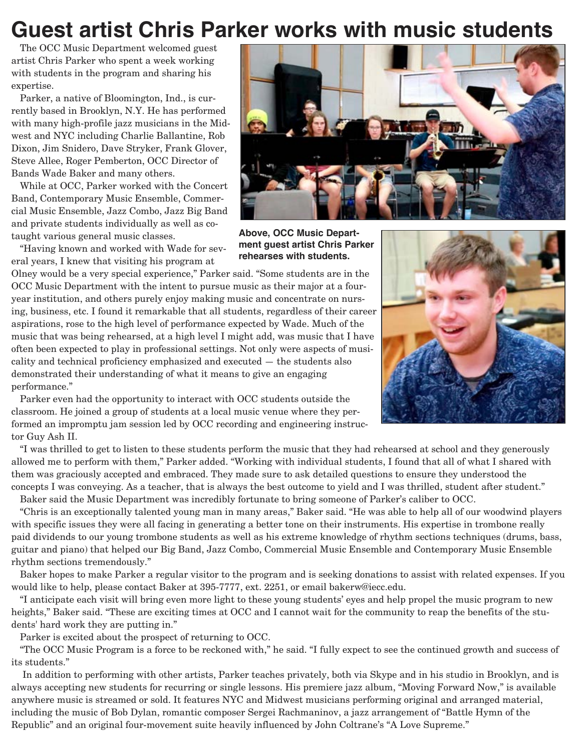# Guest artist Chris Parker works with music students

The OCC Music Department welcomed guest artist Chris Parker who spent a week working with students in the program and sharing his expertise.

Parker, a native of Bloomington, Ind., is currently based in Brooklyn, N.Y. He has performed with many high-profile jazz musicians in the Midwest and NYC including Charlie Ballantine, Rob Dixon, Jim Snidero, Dave Stryker, Frank Glover, Steve Allee, Roger Pemberton, OCC Director of Bands Wade Baker and many others.

While at OCC, Parker worked with the Concert Band, Contemporary Music Ensemble, Commercial Music Ensemble, Jazz Combo, Jazz Big Band and private students individually as well as co-taught various general music classes.

**Above, OCC Music Department guest artist Chris Parker rehearses with students.**

"Having known and worked with Wade for several years, I knew that visiting his program at Olney would be a very special experience," Parker said. "Some students are in the OCC Music Department with the intent to pursue music as their major at a four-year institution, and others purely enjoy making music and concentrate on nursing, business, etc. I found it remarkable that all students, regardless of their career aspirations, rose to the high level of performance expected by Wade. Much of the music that was being rehearsed, at a high level I might add, was music that I have often been expected to play in professional settings. Not only were aspects of musicality and technical proficiency emphasized and executed — the students also demonstrated their understanding of what it means to give an engaging performance."

Parker even had the opportunity to interact with OCC students outside the classroom. He joined a group of students at a local music venue where they performed an impromptu jam session led by OCC recording and engineering instructor Guy Ash II.

"I was thrilled to get to listen to these students perform the music that they had rehearsed at school and they generously allowed me to perform with them," Parker added. "Working with individual students, I found that all of what I shared with them was graciously accepted and embraced. They made sure to ask detailed questions to ensure they understood the concepts I was conveying. As a teacher, that is always the best outcome to yield and I was thrilled, student after student."

Baker said the Music Department was incredibly fortunate to bring someone of Parker's caliber to OCC.

"Chris is an exceptionally talented young man in many areas," Baker said. "He was able to help all of our woodwind players with specific issues they were all facing in generating a better tone on their instruments. His expertise in trombone really paid dividends to our young trombone students as well as his extreme knowledge of rhythm sections techniques (drums, bass, guitar and piano) that helped our Big Band, Jazz Combo, Commercial Music Ensemble and Contemporary Music Ensemble rhythm sections tremendously."

Baker hopes to make Parker a regular visitor to the program and is seeking donations to assist with related expenses. If you would like to help, please contact Baker at 395-7777, ext. 2251, or email bakerw@iecc.edu.

"I anticipate each visit will bring even more light to these young students' eyes and help propel the music program to new heights," Baker said. "These are exciting times at OCC and I cannot wait for the community to reap the benefits of the students' hard work they are putting in."

Parker is excited about the prospect of returning to OCC.

"The OCC Music Program is a force to be reckoned with," he said. "I fully expect to see the continued growth and success of its students."

In addition to performing with other artists, Parker teaches privately, both via Skype and in his studio in Brooklyn, and is always accepting new students for recurring or single lessons. His premiere jazz album, "Moving Forward Now," is available anywhere music is streamed or sold. It features NYC and Midwest musicians performing original and arranged material, including the music of Bob Dylan, romantic composer Sergei Rachmaninov, a jazz arrangement of "Battle Hymn of the Republic" and an original four-movement suite heavily influenced by John Coltrane's "A Love Supreme."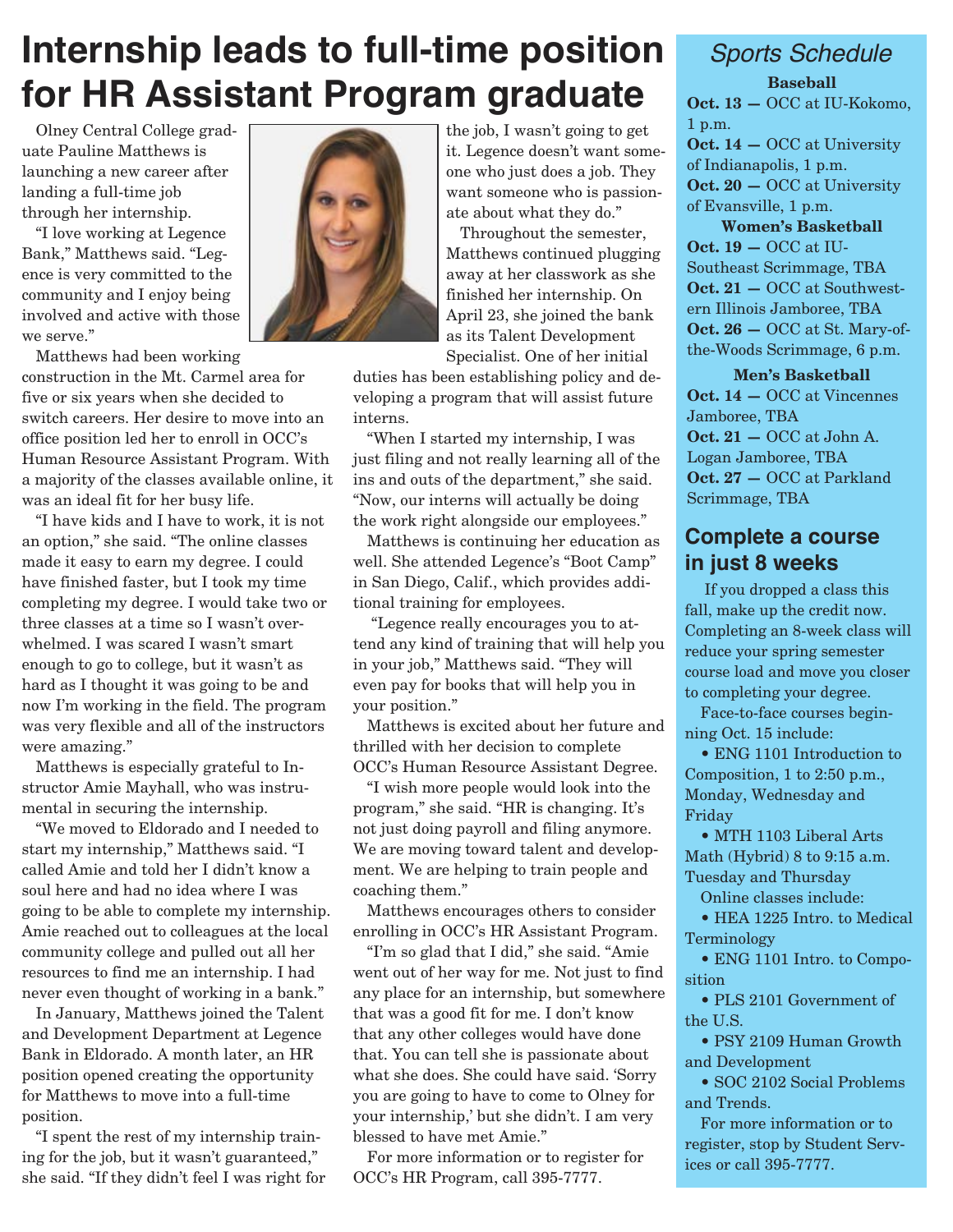# Internship leads to full-time position for HR Assistant Program graduate

Olney Central College graduate Pauline Matthews is launching a new career after landing a full-time job through her internship.

"I love working at Legence Bank," Matthews said. "Legence is very committed to the community and I enjoy being involved and active with those we serve."

Matthews had been working construction in the Mt. Carmel area for five or six years when she decided to switch careers. Her desire to move into an office position led her to enroll in OCC's Human Resource Assistant Program. With a majority of the classes available online, it was an ideal fit for her busy life.

"I have kids and I have to work, it is not an option," she said. "The online classes made it easy to earn my degree. I could have finished faster, but I took my time completing my degree. I would take two or three classes at a time so I wasn't overwhelmed. I was scared I wasn't smart enough to go to college, but it wasn't as hard as I thought it was going to be and now I'm working in the field. The program was very flexible and all of the instructors were amazing."

Matthews is especially grateful to Instructor Amie Mayhall, who was instrumental in securing the internship.

"We moved to Eldorado and I needed to start my internship," Matthews said. "I called Amie and told her I didn't know a soul here and had no idea where I was going to be able to complete my internship. Amie reached out to colleagues at the local community college and pulled out all her resources to find me an internship. I had never even thought of working in a bank."

In January, Matthews joined the Talent and Development Department at Legence Bank in Eldorado. A month later, an HR position opened creating the opportunity for Matthews to move into a full-time position.

"I spent the rest of my internship training for the job, but it wasn't guaranteed," she said. "If they didn't feel I was right for the job, I wasn't going to get it. Legence doesn't want someone who just does a job. They want someone who is passionate about what they do."

Throughout the semester, Matthews continued plugging away at her classwork as she finished her internship. On April 23, she joined the bank as its Talent Development Specialist. One of her initial duties has been establishing policy and developing a program that will assist future interns.

"When I started my internship, I was just filing and not really learning all of the ins and outs of the department," she said. "Now, our interns will actually be doing the work right alongside our employees."

Matthews is continuing her education as well. She attended Legence's "Boot Camp" in San Diego, Calif., which provides additional training for employees.

"Legence really encourages you to attend any kind of training that will help you in your job," Matthews said. "They will even pay for books that will help you in your position."

Matthews is excited about her future and thrilled with her decision to complete OCC's Human Resource Assistant Degree.

"I wish more people would look into the program," she said. "HR is changing. It's not just doing payroll and filing anymore. We are moving toward talent and development. We are helping to train people and coaching them."

Matthews encourages others to consider enrolling in OCC's HR Assistant Program.

"I'm so glad that I did," she said. "Amie went out of her way for me. Not just to find any place for an internship, but somewhere that was a good fit for me. I don't know that any other colleges would have done that. You can tell she is passionate about what she does. She could have said. 'Sorry you are going to have to come to Olney for your internship,' but she didn't. I am very blessed to have met Amie."

For more information or to register for OCC's HR Program, call 395-7777.

## *Sports Schedule*

**Baseball**

**Oct. 13 —** OCC at IU-Kokomo, 1 p.m.
**Oct. 14 —** OCC at University of Indianapolis, 1 p.m.
**Oct. 20 —** OCC at University of Evansville, 1 p.m.

**Women's Basketball**

**Oct. 19 —** OCC at IU-Southeast Scrimmage, TBA
**Oct. 21 —** OCC at Southwestern Illinois Jamboree, TBA
**Oct. 26 —** OCC at St. Mary-of-the-Woods Scrimmage, 6 p.m.

**Men's Basketball**

**Oct. 14 —** OCC at Vincennes Jamboree, TBA
**Oct. 21 —** OCC at John A. Logan Jamboree, TBA
**Oct. 27 —** OCC at Parkland Scrimmage, TBA

## Complete a course in just 8 weeks

If you dropped a class this fall, make up the credit now. Completing an 8-week class will reduce your spring semester course load and move you closer to completing your degree.

Face-to-face courses beginning Oct. 15 include:

- ENG 1101 Introduction to Composition, 1 to 2:50 p.m., Monday, Wednesday and Friday
- MTH 1103 Liberal Arts Math (Hybrid) 8 to 9:15 a.m. Tuesday and Thursday

Online classes include:

- HEA 1225 Intro. to Medical Terminology
- ENG 1101 Intro. to Composition
- PLS 2101 Government of the U.S.
- PSY 2109 Human Growth and Development
- SOC 2102 Social Problems and Trends.

For more information or to register, stop by Student Services or call 395-7777.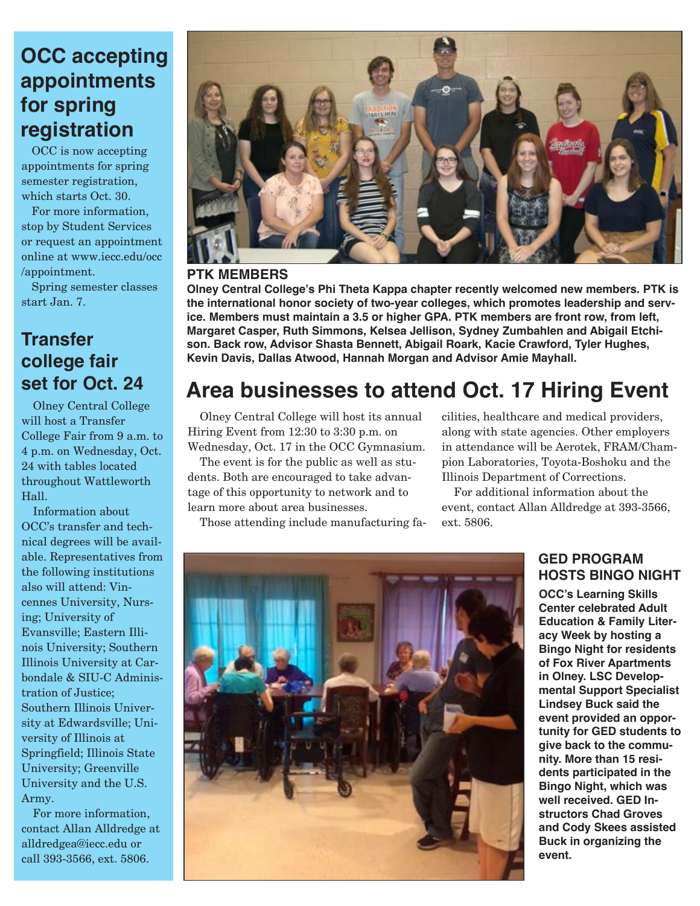## OCC accepting appointments for spring registration

OCC is now accepting appointments for spring semester registration, which starts Oct. 30.

For more information, stop by Student Services or request an appointment online at www.iecc.edu/occ/appointment.

Spring semester classes start Jan. 7.

## Transfer college fair set for Oct. 24

Olney Central College will host a Transfer College Fair from 9 a.m. to 4 p.m. on Wednesday, Oct. 24 with tables located throughout Wattleworth Hall.

Information about OCC's transfer and technical degrees will be available. Representatives from the following institutions also will attend: Vincennes University, Nursing; University of Evansville; Eastern Illinois University; Southern Illinois University at Carbondale & SIU-C Administration of Justice; Southern Illinois University at Edwardsville; University of Illinois at Springfield; Illinois State University; Greenville University and the U.S. Army.

For more information, contact Allan Alldredge at alldredgea@iecc.edu or call 393-3566, ext. 5806.

**PTK MEMBERS**

**Olney Central College's Phi Theta Kappa chapter recently welcomed new members. PTK is the international honor society of two-year colleges, which promotes leadership and service. Members must maintain a 3.5 or higher GPA. PTK members are front row, from left, Margaret Casper, Ruth Simmons, Kelsea Jellison, Sydney Zumbahlen and Abigail Etchison. Back row, Advisor Shasta Bennett, Abigail Roark, Kacie Crawford, Tyler Hughes, Kevin Davis, Dallas Atwood, Hannah Morgan and Advisor Amie Mayhall.**

# Area businesses to attend Oct. 17 Hiring Event

Olney Central College will host its annual Hiring Event from 12:30 to 3:30 p.m. on Wednesday, Oct. 17 in the OCC Gymnasium.

The event is for the public as well as students. Both are encouraged to take advantage of this opportunity to network and to learn more about area businesses.

Those attending include manufacturing facilities, healthcare and medical providers, along with state agencies. Other employers in attendance will be Aerotek, FRAM/Champion Laboratories, Toyota-Boshoku and the Illinois Department of Corrections.

For additional information about the event, contact Allan Alldredge at 393-3566, ext. 5806.

**GED PROGRAM HOSTS BINGO NIGHT**

**OCC's Learning Skills Center celebrated Adult Education & Family Literacy Week by hosting a Bingo Night for residents of Fox River Apartments in Olney. LSC Developmental Support Specialist Lindsey Buck said the event provided an opportunity for GED students to give back to the community. More than 15 residents participated in the Bingo Night, which was well received. GED Instructors Chad Groves and Cody Skees assisted Buck in organizing the event.**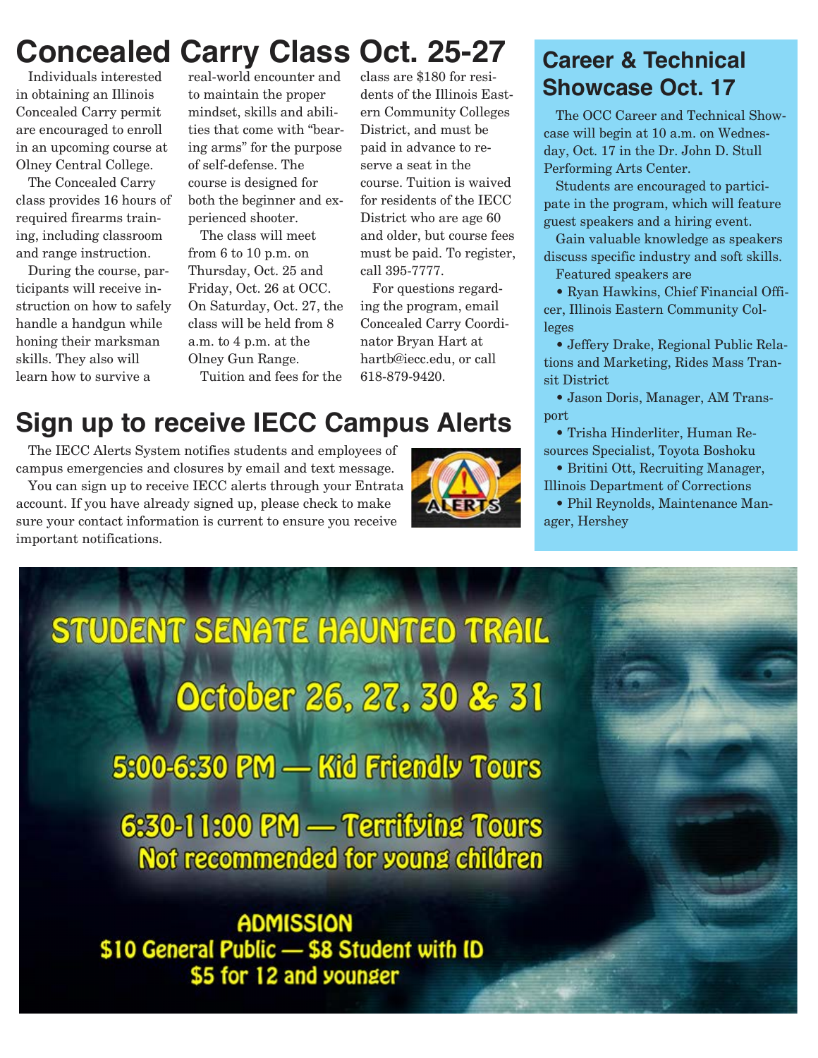# Concealed Carry Class Oct. 25-27

Individuals interested in obtaining an Illinois Concealed Carry permit are encouraged to enroll in an upcoming course at Olney Central College.

The Concealed Carry class provides 16 hours of required firearms training, including classroom and range instruction.

During the course, participants will receive instruction on how to safely handle a handgun while honing their marksman skills. They also will learn how to survive a real-world encounter and to maintain the proper mindset, skills and abilities that come with "bearing arms" for the purpose of self-defense. The course is designed for both the beginner and experienced shooter.

The class will meet from 6 to 10 p.m. on Thursday, Oct. 25 and Friday, Oct. 26 at OCC. On Saturday, Oct. 27, the class will be held from 8 a.m. to 4 p.m. at the Olney Gun Range.

Tuition and fees for the class are $180 for residents of the Illinois Eastern Community Colleges District, and must be paid in advance to reserve a seat in the course. Tuition is waived for residents of the IECC District who are age 60 and older, but course fees must be paid. To register, call 395-7777.

For questions regarding the program, email Concealed Carry Coordinator Bryan Hart at hartb@iecc.edu, or call 618-879-9420.

# Sign up to receive IECC Campus Alerts

The IECC Alerts System notifies students and employees of campus emergencies and closures by email and text message.

You can sign up to receive IECC alerts through your Entrata account. If you have already signed up, please check to make sure your contact information is current to ensure you receive important notifications.

# Career & Technical Showcase Oct. 17

The OCC Career and Technical Showcase will begin at 10 a.m. on Wednesday, Oct. 17 in the Dr. John D. Stull Performing Arts Center.

Students are encouraged to participate in the program, which will feature guest speakers and a hiring event.

Gain valuable knowledge as speakers discuss specific industry and soft skills.

Featured speakers are

- Ryan Hawkins, Chief Financial Officer, Illinois Eastern Community Colleges
- Jeffery Drake, Regional Public Relations and Marketing, Rides Mass Transit District
- Jason Doris, Manager, AM Transport
- Trisha Hinderliter, Human Resources Specialist, Toyota Boshoku
- Britini Ott, Recruiting Manager, Illinois Department of Corrections
- Phil Reynolds, Maintenance Manager, Hershey

# STUDENT SENATE HAUNTED TRAIL

October 26, 27, 30 & 31

5:00-6:30 PM — Kid Friendly Tours

6:30-11:00 PM — Terrifying Tours
Not recommended for young children

ADMISSION
$10 General Public — $8 Student with ID
$5 for 12 and younger